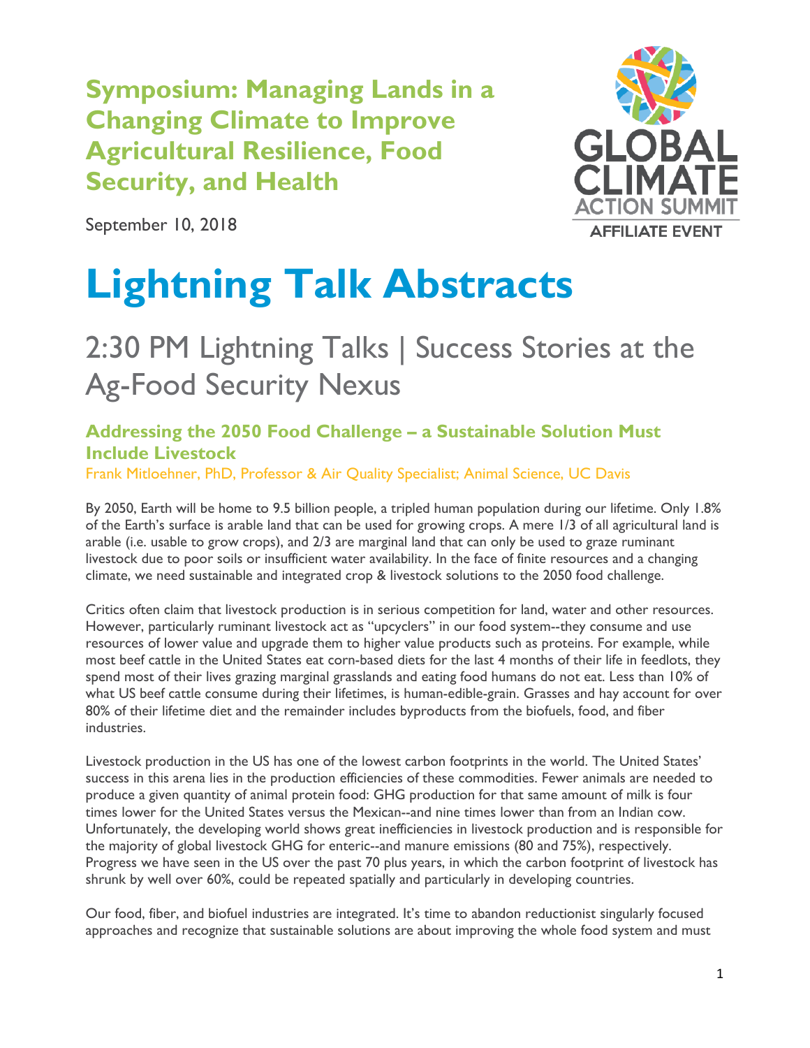# Symposium: Managing Lands in a Changing Climate to Improve Agricultural Resilience, Food Security, and Health

September 10, 2018

GLOBAL CLIMATE ACTION SUMMIT
AFFILIATE EVENT

# Lightning Talk Abstracts

## 2:30 PM Lightning Talks | Success Stories at the Ag-Food Security Nexus

### Addressing the 2050 Food Challenge – a Sustainable Solution Must Include Livestock

Frank Mitloehner, PhD, Professor & Air Quality Specialist; Animal Science, UC Davis

By 2050, Earth will be home to 9.5 billion people, a tripled human population during our lifetime. Only 1.8% of the Earth's surface is arable land that can be used for growing crops. A mere 1/3 of all agricultural land is arable (i.e. usable to grow crops), and 2/3 are marginal land that can only be used to graze ruminant livestock due to poor soils or insufficient water availability. In the face of finite resources and a changing climate, we need sustainable and integrated crop & livestock solutions to the 2050 food challenge.

Critics often claim that livestock production is in serious competition for land, water and other resources. However, particularly ruminant livestock act as "upcyclers" in our food system--they consume and use resources of lower value and upgrade them to higher value products such as proteins. For example, while most beef cattle in the United States eat corn-based diets for the last 4 months of their life in feedlots, they spend most of their lives grazing marginal grasslands and eating food humans do not eat. Less than 10% of what US beef cattle consume during their lifetimes, is human-edible-grain. Grasses and hay account for over 80% of their lifetime diet and the remainder includes byproducts from the biofuels, food, and fiber industries.

Livestock production in the US has one of the lowest carbon footprints in the world. The United States' success in this arena lies in the production efficiencies of these commodities. Fewer animals are needed to produce a given quantity of animal protein food: GHG production for that same amount of milk is four times lower for the United States versus the Mexican--and nine times lower than from an Indian cow. Unfortunately, the developing world shows great inefficiencies in livestock production and is responsible for the majority of global livestock GHG for enteric--and manure emissions (80 and 75%), respectively. Progress we have seen in the US over the past 70 plus years, in which the carbon footprint of livestock has shrunk by well over 60%, could be repeated spatially and particularly in developing countries.

Our food, fiber, and biofuel industries are integrated. It's time to abandon reductionist singularly focused approaches and recognize that sustainable solutions are about improving the whole food system and must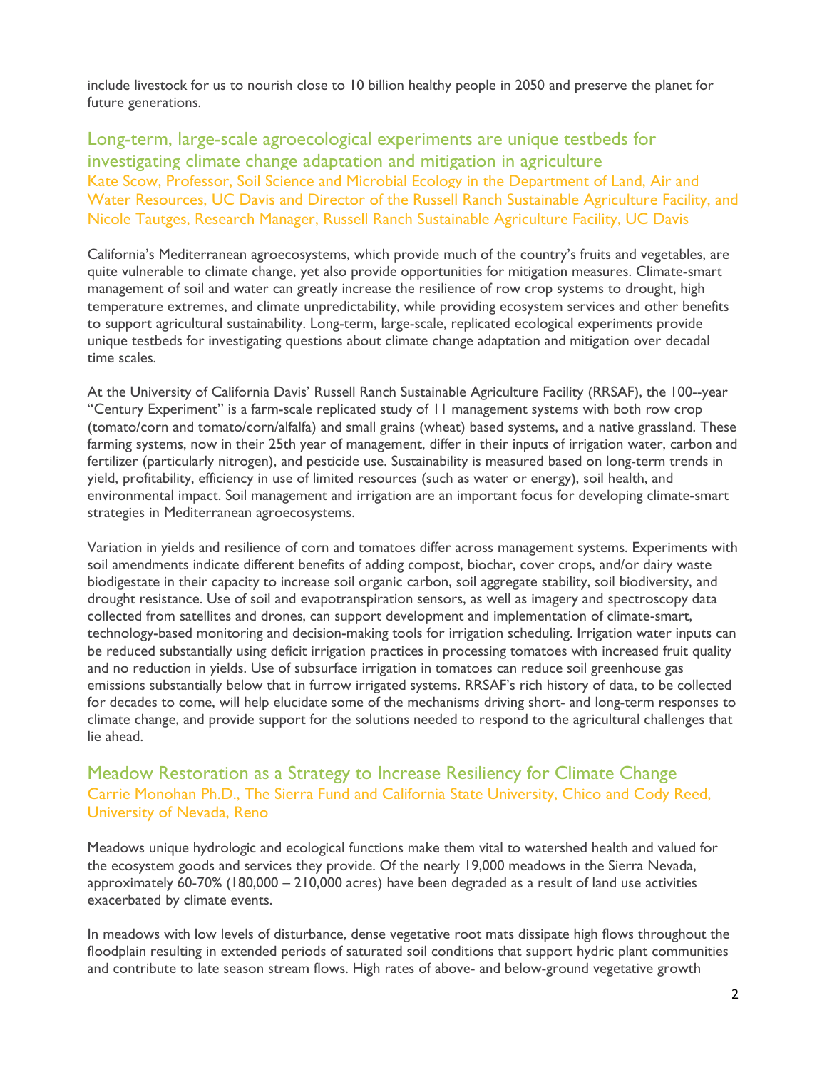include livestock for us to nourish close to 10 billion healthy people in 2050 and preserve the planet for future generations.

## Long-term, large-scale agroecological experiments are unique testbeds for investigating climate change adaptation and mitigation in agriculture

Kate Scow, Professor, Soil Science and Microbial Ecology in the Department of Land, Air and Water Resources, UC Davis and Director of the Russell Ranch Sustainable Agriculture Facility, and Nicole Tautges, Research Manager, Russell Ranch Sustainable Agriculture Facility, UC Davis

California's Mediterranean agroecosystems, which provide much of the country's fruits and vegetables, are quite vulnerable to climate change, yet also provide opportunities for mitigation measures. Climate-smart management of soil and water can greatly increase the resilience of row crop systems to drought, high temperature extremes, and climate unpredictability, while providing ecosystem services and other benefits to support agricultural sustainability. Long-term, large-scale, replicated ecological experiments provide unique testbeds for investigating questions about climate change adaptation and mitigation over decadal time scales.

At the University of California Davis' Russell Ranch Sustainable Agriculture Facility (RRSAF), the 100--year "Century Experiment" is a farm-scale replicated study of 11 management systems with both row crop (tomato/corn and tomato/corn/alfalfa) and small grains (wheat) based systems, and a native grassland. These farming systems, now in their 25th year of management, differ in their inputs of irrigation water, carbon and fertilizer (particularly nitrogen), and pesticide use. Sustainability is measured based on long-term trends in yield, profitability, efficiency in use of limited resources (such as water or energy), soil health, and environmental impact. Soil management and irrigation are an important focus for developing climate-smart strategies in Mediterranean agroecosystems.

Variation in yields and resilience of corn and tomatoes differ across management systems. Experiments with soil amendments indicate different benefits of adding compost, biochar, cover crops, and/or dairy waste biodigestate in their capacity to increase soil organic carbon, soil aggregate stability, soil biodiversity, and drought resistance. Use of soil and evapotranspiration sensors, as well as imagery and spectroscopy data collected from satellites and drones, can support development and implementation of climate-smart, technology-based monitoring and decision-making tools for irrigation scheduling. Irrigation water inputs can be reduced substantially using deficit irrigation practices in processing tomatoes with increased fruit quality and no reduction in yields. Use of subsurface irrigation in tomatoes can reduce soil greenhouse gas emissions substantially below that in furrow irrigated systems. RRSAF's rich history of data, to be collected for decades to come, will help elucidate some of the mechanisms driving short- and long-term responses to climate change, and provide support for the solutions needed to respond to the agricultural challenges that lie ahead.

## Meadow Restoration as a Strategy to Increase Resiliency for Climate Change

Carrie Monohan Ph.D., The Sierra Fund and California State University, Chico and Cody Reed, University of Nevada, Reno

Meadows unique hydrologic and ecological functions make them vital to watershed health and valued for the ecosystem goods and services they provide. Of the nearly 19,000 meadows in the Sierra Nevada, approximately 60-70% (180,000 – 210,000 acres) have been degraded as a result of land use activities exacerbated by climate events.

In meadows with low levels of disturbance, dense vegetative root mats dissipate high flows throughout the floodplain resulting in extended periods of saturated soil conditions that support hydric plant communities and contribute to late season stream flows. High rates of above- and below-ground vegetative growth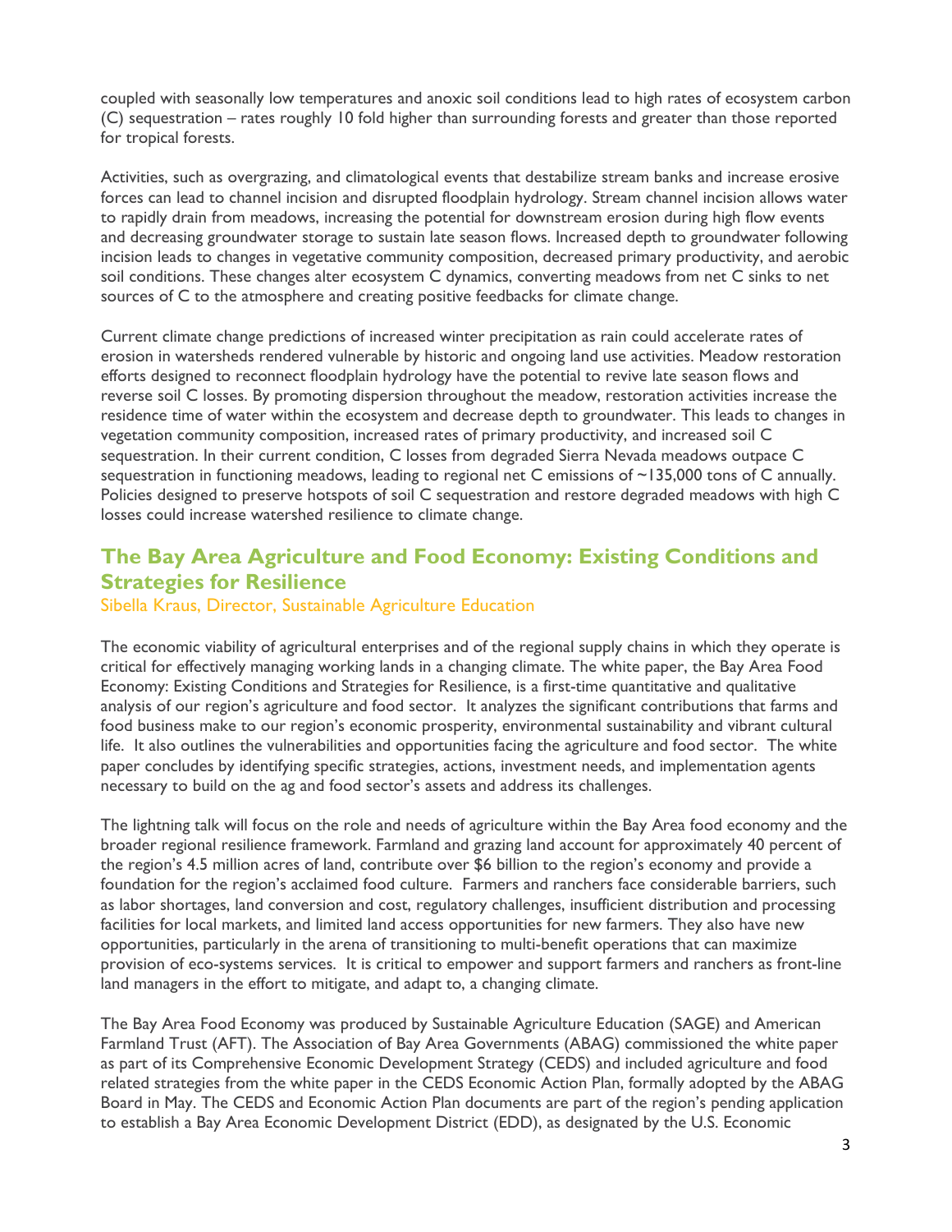coupled with seasonally low temperatures and anoxic soil conditions lead to high rates of ecosystem carbon (C) sequestration – rates roughly 10 fold higher than surrounding forests and greater than those reported for tropical forests.

Activities, such as overgrazing, and climatological events that destabilize stream banks and increase erosive forces can lead to channel incision and disrupted floodplain hydrology. Stream channel incision allows water to rapidly drain from meadows, increasing the potential for downstream erosion during high flow events and decreasing groundwater storage to sustain late season flows. Increased depth to groundwater following incision leads to changes in vegetative community composition, decreased primary productivity, and aerobic soil conditions. These changes alter ecosystem C dynamics, converting meadows from net C sinks to net sources of C to the atmosphere and creating positive feedbacks for climate change.

Current climate change predictions of increased winter precipitation as rain could accelerate rates of erosion in watersheds rendered vulnerable by historic and ongoing land use activities. Meadow restoration efforts designed to reconnect floodplain hydrology have the potential to revive late season flows and reverse soil C losses. By promoting dispersion throughout the meadow, restoration activities increase the residence time of water within the ecosystem and decrease depth to groundwater. This leads to changes in vegetation community composition, increased rates of primary productivity, and increased soil C sequestration. In their current condition, C losses from degraded Sierra Nevada meadows outpace C sequestration in functioning meadows, leading to regional net C emissions of ~135,000 tons of C annually. Policies designed to preserve hotspots of soil C sequestration and restore degraded meadows with high C losses could increase watershed resilience to climate change.

## The Bay Area Agriculture and Food Economy: Existing Conditions and Strategies for Resilience

Sibella Kraus, Director, Sustainable Agriculture Education

The economic viability of agricultural enterprises and of the regional supply chains in which they operate is critical for effectively managing working lands in a changing climate. The white paper, the Bay Area Food Economy: Existing Conditions and Strategies for Resilience, is a first-time quantitative and qualitative analysis of our region's agriculture and food sector. It analyzes the significant contributions that farms and food business make to our region's economic prosperity, environmental sustainability and vibrant cultural life. It also outlines the vulnerabilities and opportunities facing the agriculture and food sector. The white paper concludes by identifying specific strategies, actions, investment needs, and implementation agents necessary to build on the ag and food sector's assets and address its challenges.

The lightning talk will focus on the role and needs of agriculture within the Bay Area food economy and the broader regional resilience framework. Farmland and grazing land account for approximately 40 percent of the region's 4.5 million acres of land, contribute over $6 billion to the region's economy and provide a foundation for the region's acclaimed food culture. Farmers and ranchers face considerable barriers, such as labor shortages, land conversion and cost, regulatory challenges, insufficient distribution and processing facilities for local markets, and limited land access opportunities for new farmers. They also have new opportunities, particularly in the arena of transitioning to multi-benefit operations that can maximize provision of eco-systems services. It is critical to empower and support farmers and ranchers as front-line land managers in the effort to mitigate, and adapt to, a changing climate.

The Bay Area Food Economy was produced by Sustainable Agriculture Education (SAGE) and American Farmland Trust (AFT). The Association of Bay Area Governments (ABAG) commissioned the white paper as part of its Comprehensive Economic Development Strategy (CEDS) and included agriculture and food related strategies from the white paper in the CEDS Economic Action Plan, formally adopted by the ABAG Board in May. The CEDS and Economic Action Plan documents are part of the region's pending application to establish a Bay Area Economic Development District (EDD), as designated by the U.S. Economic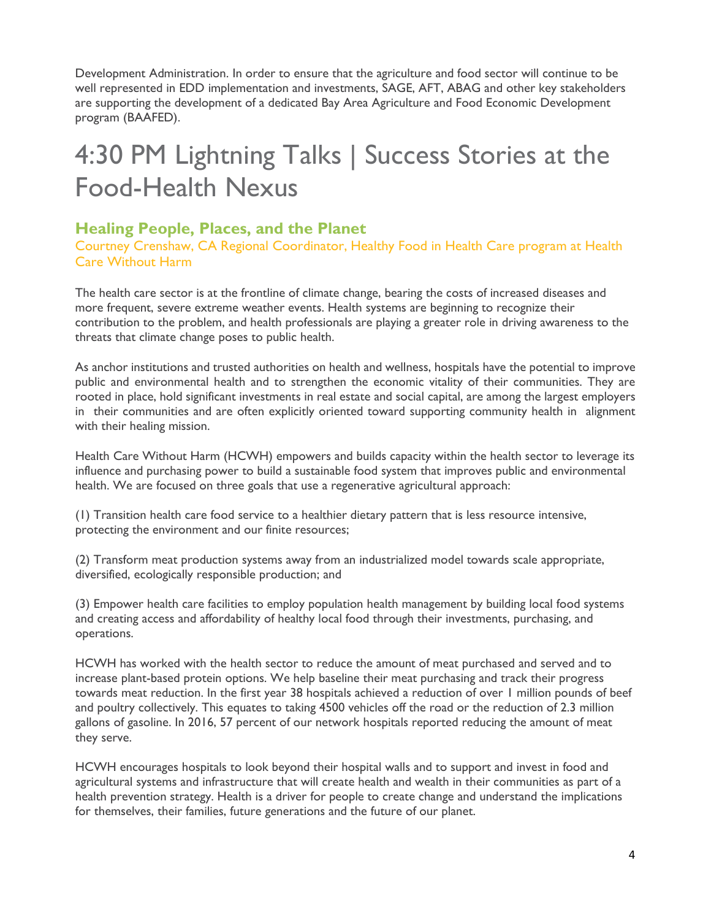Development Administration. In order to ensure that the agriculture and food sector will continue to be well represented in EDD implementation and investments, SAGE, AFT, ABAG and other key stakeholders are supporting the development of a dedicated Bay Area Agriculture and Food Economic Development program (BAAFED).

# 4:30 PM Lightning Talks | Success Stories at the Food-Health Nexus

## Healing People, Places, and the Planet

Courtney Crenshaw, CA Regional Coordinator, Healthy Food in Health Care program at Health Care Without Harm

The health care sector is at the frontline of climate change, bearing the costs of increased diseases and more frequent, severe extreme weather events. Health systems are beginning to recognize their contribution to the problem, and health professionals are playing a greater role in driving awareness to the threats that climate change poses to public health.

As anchor institutions and trusted authorities on health and wellness, hospitals have the potential to improve public and environmental health and to strengthen the economic vitality of their communities. They are rooted in place, hold significant investments in real estate and social capital, are among the largest employers in their communities and are often explicitly oriented toward supporting community health in alignment with their healing mission.

Health Care Without Harm (HCWH) empowers and builds capacity within the health sector to leverage its influence and purchasing power to build a sustainable food system that improves public and environmental health. We are focused on three goals that use a regenerative agricultural approach:

(1) Transition health care food service to a healthier dietary pattern that is less resource intensive, protecting the environment and our finite resources;

(2) Transform meat production systems away from an industrialized model towards scale appropriate, diversified, ecologically responsible production; and

(3) Empower health care facilities to employ population health management by building local food systems and creating access and affordability of healthy local food through their investments, purchasing, and operations.

HCWH has worked with the health sector to reduce the amount of meat purchased and served and to increase plant-based protein options. We help baseline their meat purchasing and track their progress towards meat reduction. In the first year 38 hospitals achieved a reduction of over 1 million pounds of beef and poultry collectively. This equates to taking 4500 vehicles off the road or the reduction of 2.3 million gallons of gasoline. In 2016, 57 percent of our network hospitals reported reducing the amount of meat they serve.

HCWH encourages hospitals to look beyond their hospital walls and to support and invest in food and agricultural systems and infrastructure that will create health and wealth in their communities as part of a health prevention strategy. Health is a driver for people to create change and understand the implications for themselves, their families, future generations and the future of our planet.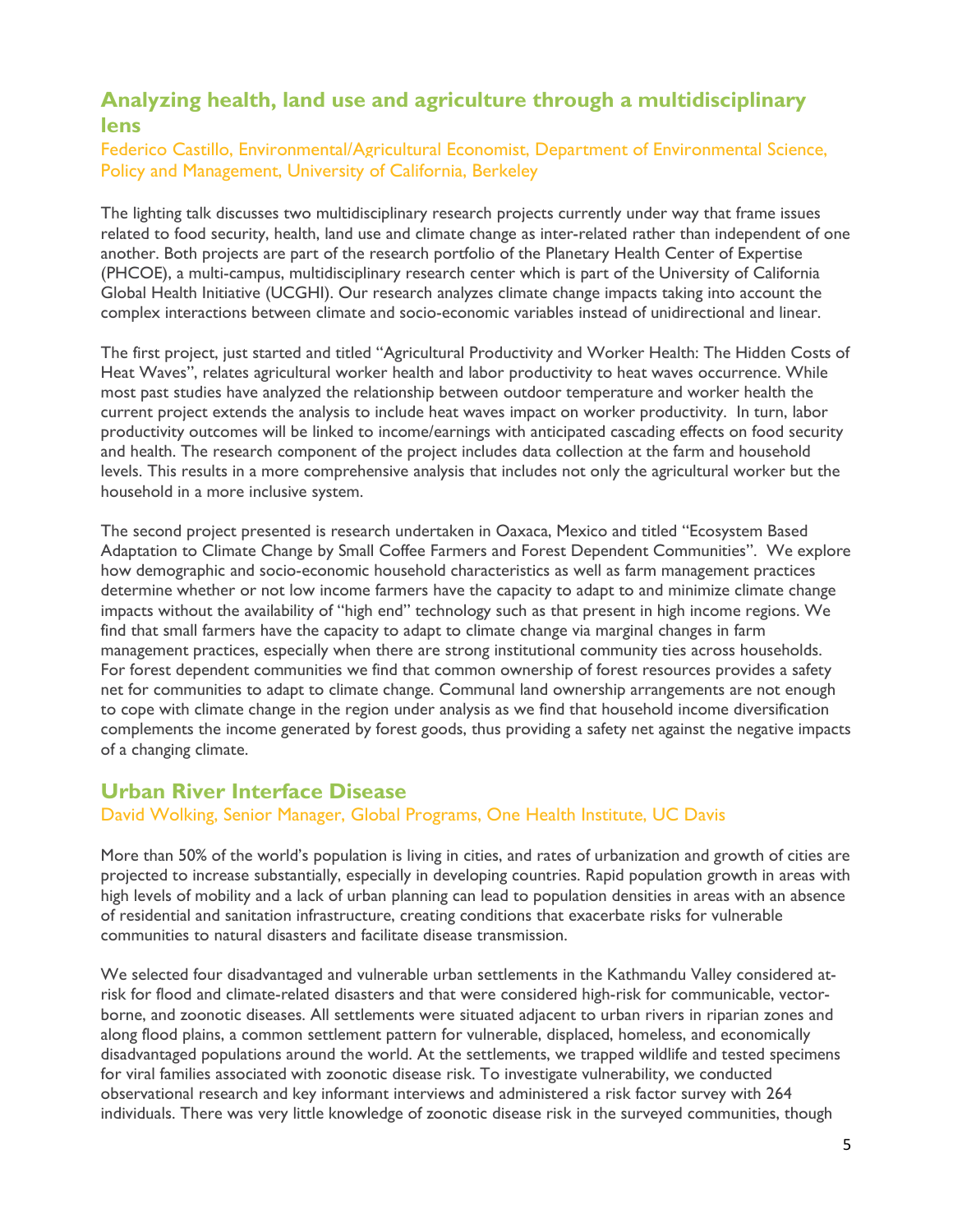## Analyzing health, land use and agriculture through a multidisciplinary lens

Federico Castillo, Environmental/Agricultural Economist, Department of Environmental Science, Policy and Management, University of California, Berkeley

The lighting talk discusses two multidisciplinary research projects currently under way that frame issues related to food security, health, land use and climate change as inter-related rather than independent of one another. Both projects are part of the research portfolio of the Planetary Health Center of Expertise (PHCOE), a multi-campus, multidisciplinary research center which is part of the University of California Global Health Initiative (UCGHI). Our research analyzes climate change impacts taking into account the complex interactions between climate and socio-economic variables instead of unidirectional and linear.

The first project, just started and titled "Agricultural Productivity and Worker Health: The Hidden Costs of Heat Waves", relates agricultural worker health and labor productivity to heat waves occurrence. While most past studies have analyzed the relationship between outdoor temperature and worker health the current project extends the analysis to include heat waves impact on worker productivity. In turn, labor productivity outcomes will be linked to income/earnings with anticipated cascading effects on food security and health. The research component of the project includes data collection at the farm and household levels. This results in a more comprehensive analysis that includes not only the agricultural worker but the household in a more inclusive system.

The second project presented is research undertaken in Oaxaca, Mexico and titled "Ecosystem Based Adaptation to Climate Change by Small Coffee Farmers and Forest Dependent Communities". We explore how demographic and socio-economic household characteristics as well as farm management practices determine whether or not low income farmers have the capacity to adapt to and minimize climate change impacts without the availability of "high end" technology such as that present in high income regions. We find that small farmers have the capacity to adapt to climate change via marginal changes in farm management practices, especially when there are strong institutional community ties across households. For forest dependent communities we find that common ownership of forest resources provides a safety net for communities to adapt to climate change. Communal land ownership arrangements are not enough to cope with climate change in the region under analysis as we find that household income diversification complements the income generated by forest goods, thus providing a safety net against the negative impacts of a changing climate.

## Urban River Interface Disease

David Wolking, Senior Manager, Global Programs, One Health Institute, UC Davis

More than 50% of the world's population is living in cities, and rates of urbanization and growth of cities are projected to increase substantially, especially in developing countries. Rapid population growth in areas with high levels of mobility and a lack of urban planning can lead to population densities in areas with an absence of residential and sanitation infrastructure, creating conditions that exacerbate risks for vulnerable communities to natural disasters and facilitate disease transmission.

We selected four disadvantaged and vulnerable urban settlements in the Kathmandu Valley considered at-risk for flood and climate-related disasters and that were considered high-risk for communicable, vector-borne, and zoonotic diseases. All settlements were situated adjacent to urban rivers in riparian zones and along flood plains, a common settlement pattern for vulnerable, displaced, homeless, and economically disadvantaged populations around the world. At the settlements, we trapped wildlife and tested specimens for viral families associated with zoonotic disease risk. To investigate vulnerability, we conducted observational research and key informant interviews and administered a risk factor survey with 264 individuals. There was very little knowledge of zoonotic disease risk in the surveyed communities, though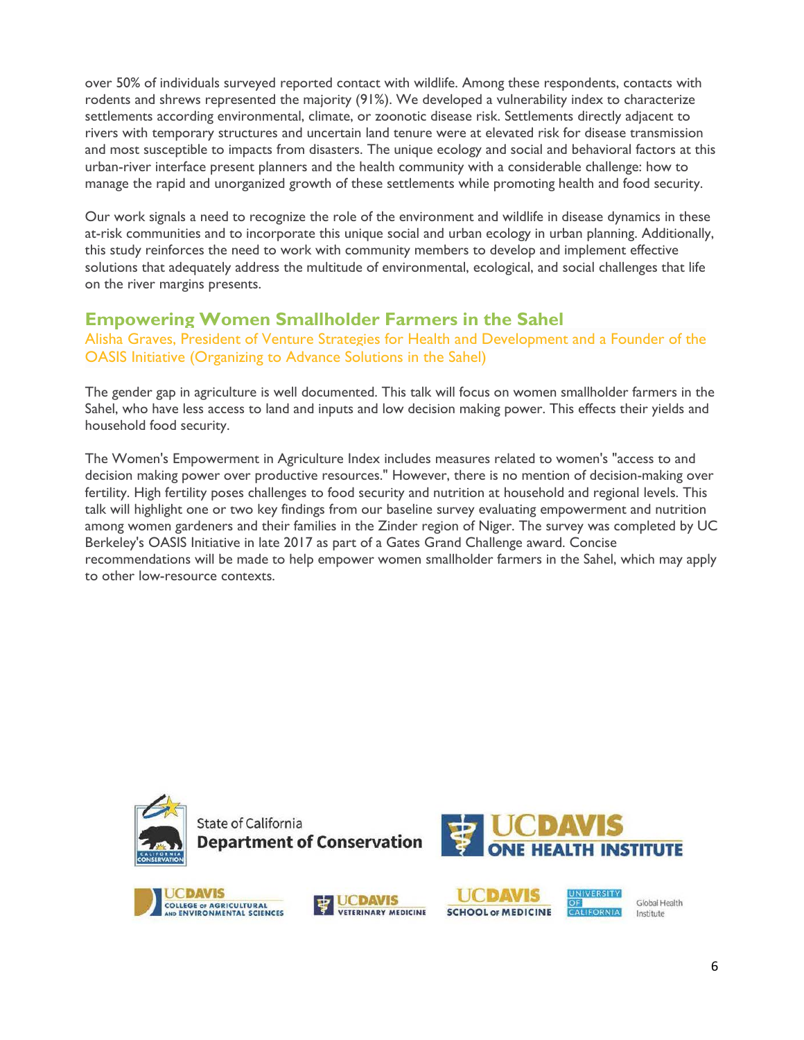over 50% of individuals surveyed reported contact with wildlife. Among these respondents, contacts with rodents and shrews represented the majority (91%). We developed a vulnerability index to characterize settlements according environmental, climate, or zoonotic disease risk. Settlements directly adjacent to rivers with temporary structures and uncertain land tenure were at elevated risk for disease transmission and most susceptible to impacts from disasters. The unique ecology and social and behavioral factors at this urban-river interface present planners and the health community with a considerable challenge: how to manage the rapid and unorganized growth of these settlements while promoting health and food security.

Our work signals a need to recognize the role of the environment and wildlife in disease dynamics in these at-risk communities and to incorporate this unique social and urban ecology in urban planning. Additionally, this study reinforces the need to work with community members to develop and implement effective solutions that adequately address the multitude of environmental, ecological, and social challenges that life on the river margins presents.

## Empowering Women Smallholder Farmers in the Sahel

Alisha Graves, President of Venture Strategies for Health and Development and a Founder of the OASIS Initiative (Organizing to Advance Solutions in the Sahel)

The gender gap in agriculture is well documented. This talk will focus on women smallholder farmers in the Sahel, who have less access to land and inputs and low decision making power. This effects their yields and household food security.

The Women's Empowerment in Agriculture Index includes measures related to women's "access to and decision making power over productive resources." However, there is no mention of decision-making over fertility. High fertility poses challenges to food security and nutrition at household and regional levels. This talk will highlight one or two key findings from our baseline survey evaluating empowerment and nutrition among women gardeners and their families in the Zinder region of Niger. The survey was completed by UC Berkeley's OASIS Initiative in late 2017 as part of a Gates Grand Challenge award. Concise recommendations will be made to help empower women smallholder farmers in the Sahel, which may apply to other low-resource contexts.

State of California Department of Conservation

UC DAVIS ONE HEALTH INSTITUTE

UC DAVIS COLLEGE OF AGRICULTURAL AND ENVIRONMENTAL SCIENCES

UC DAVIS VETERINARY MEDICINE

UC DAVIS SCHOOL OF MEDICINE

UNIVERSITY OF CALIFORNIA Global Health Institute